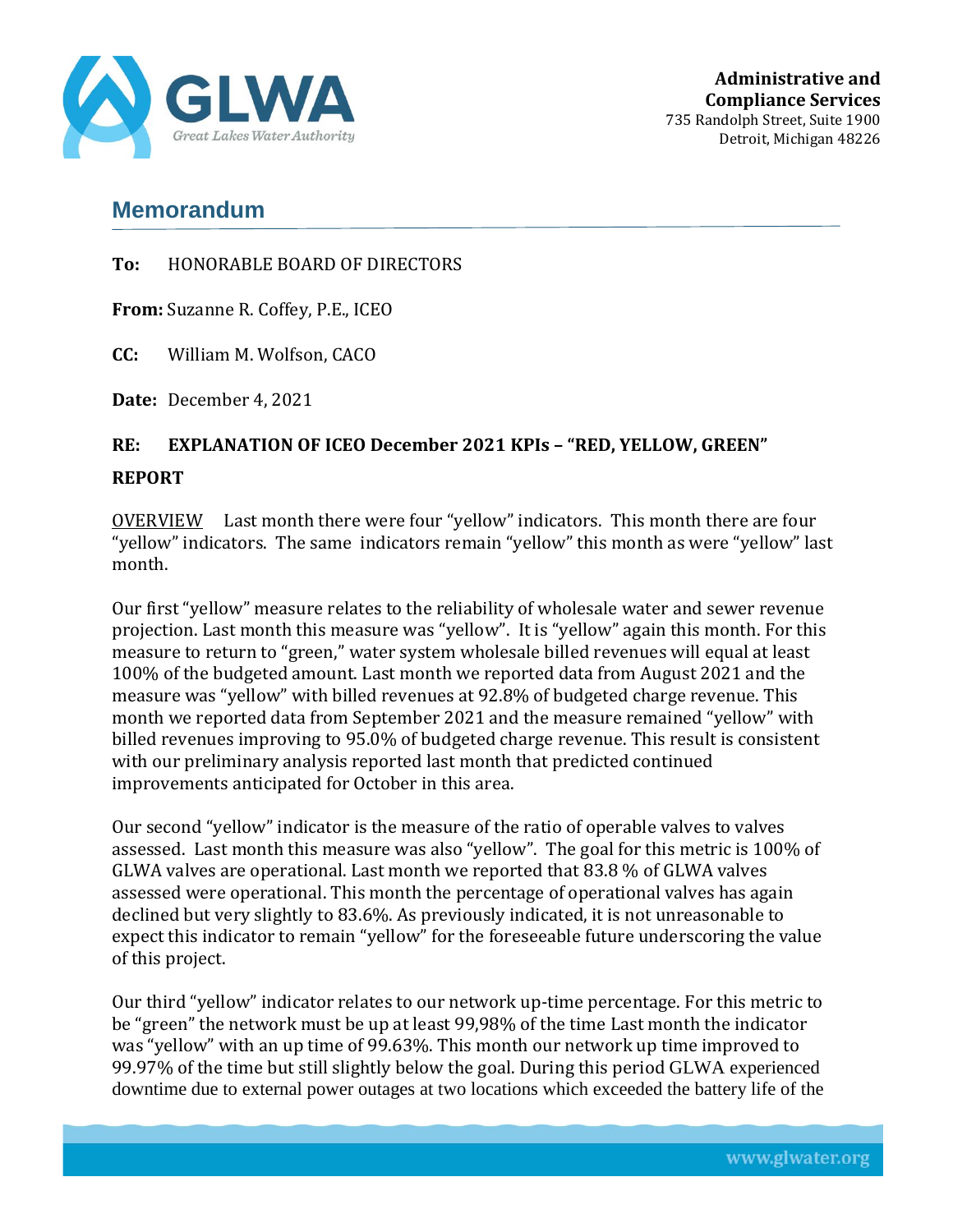**Administrative and Compliance Services**
735 Randolph Street, Suite 1900
Detroit, Michigan 48226

## Memorandum

**To:** HONORABLE BOARD OF DIRECTORS

**From:** Suzanne R. Coffey, P.E., ICEO

**CC:** William M. Wolfson, CACO

**Date:** December 4, 2021

**RE: EXPLANATION OF ICEO December 2021 KPIs – "RED, YELLOW, GREEN" REPORT**

OVERVIEW Last month there were four "yellow" indicators. This month there are four "yellow" indicators. The same indicators remain "yellow" this month as were "yellow" last month.

Our first "yellow" measure relates to the reliability of wholesale water and sewer revenue projection. Last month this measure was "yellow". It is "yellow" again this month. For this measure to return to "green," water system wholesale billed revenues will equal at least 100% of the budgeted amount. Last month we reported data from August 2021 and the measure was "yellow" with billed revenues at 92.8% of budgeted charge revenue. This month we reported data from September 2021 and the measure remained "yellow" with billed revenues improving to 95.0% of budgeted charge revenue. This result is consistent with our preliminary analysis reported last month that predicted continued improvements anticipated for October in this area.

Our second "yellow" indicator is the measure of the ratio of operable valves to valves assessed. Last month this measure was also "yellow". The goal for this metric is 100% of GLWA valves are operational. Last month we reported that 83.8 % of GLWA valves assessed were operational. This month the percentage of operational valves has again declined but very slightly to 83.6%. As previously indicated, it is not unreasonable to expect this indicator to remain "yellow" for the foreseeable future underscoring the value of this project.

Our third "yellow" indicator relates to our network up-time percentage. For this metric to be "green" the network must be up at least 99,98% of the time Last month the indicator was "yellow" with an up time of 99.63%. This month our network up time improved to 99.97% of the time but still slightly below the goal. During this period GLWA experienced downtime due to external power outages at two locations which exceeded the battery life of the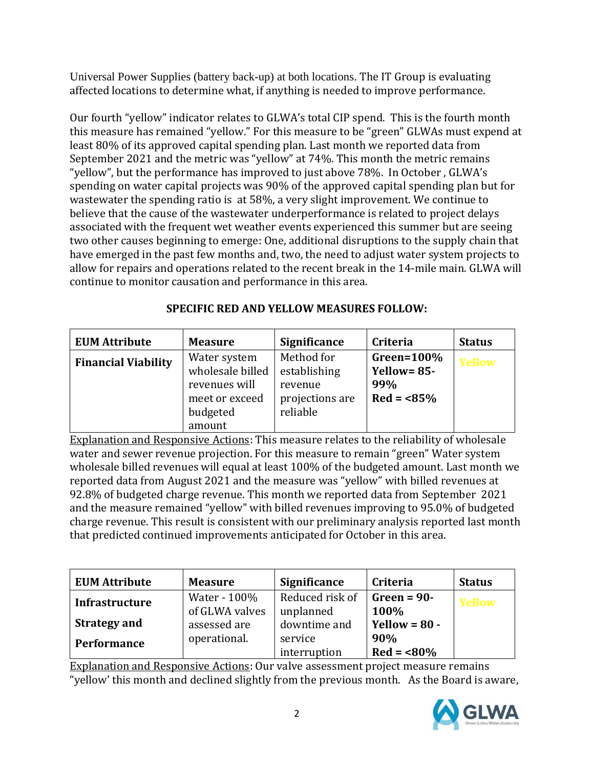Universal Power Supplies (battery back-up) at both locations. The IT Group is evaluating affected locations to determine what, if anything is needed to improve performance.

Our fourth "yellow" indicator relates to GLWA's total CIP spend. This is the fourth month this measure has remained "yellow." For this measure to be "green" GLWAs must expend at least 80% of its approved capital spending plan. Last month we reported data from September 2021 and the metric was "yellow" at 74%. This month the metric remains "yellow", but the performance has improved to just above 78%. In October , GLWA's spending on water capital projects was 90% of the approved capital spending plan but for wastewater the spending ratio is at 58%, a very slight improvement. We continue to believe that the cause of the wastewater underperformance is related to project delays associated with the frequent wet weather events experienced this summer but are seeing two other causes beginning to emerge: One, additional disruptions to the supply chain that have emerged in the past few months and, two, the need to adjust water system projects to allow for repairs and operations related to the recent break in the 14-mile main. GLWA will continue to monitor causation and performance in this area.

**SPECIFIC RED AND YELLOW MEASURES FOLLOW:**

| EUM Attribute | Measure | Significance | Criteria | Status |
|---|---|---|---|---|
| **Financial Viability** | Water system wholesale billed revenues will meet or exceed budgeted amount | Method for establishing revenue projections are reliable | **Green=100%**<br>**Yellow= 85-99%**<br>**Red = <85%** | **Yellow** |

Explanation and Responsive Actions: This measure relates to the reliability of wholesale water and sewer revenue projection. For this measure to remain "green" Water system wholesale billed revenues will equal at least 100% of the budgeted amount. Last month we reported data from August 2021 and the measure was "yellow" with billed revenues at 92.8% of budgeted charge revenue. This month we reported data from September 2021 and the measure remained "yellow" with billed revenues improving to 95.0% of budgeted charge revenue. This result is consistent with our preliminary analysis reported last month that predicted continued improvements anticipated for October in this area.

| EUM Attribute | Measure | Significance | Criteria | Status |
|---|---|---|---|---|
| **Infrastructure Strategy and Performance** | Water - 100% of GLWA valves assessed are operational. | Reduced risk of unplanned downtime and service interruption | **Green = 90-100%**<br>**Yellow = 80 - 90%**<br>**Red = <80%** | **Yellow** |

Explanation and Responsive Actions: Our valve assessment project measure remains "yellow' this month and declined slightly from the previous month. As the Board is aware,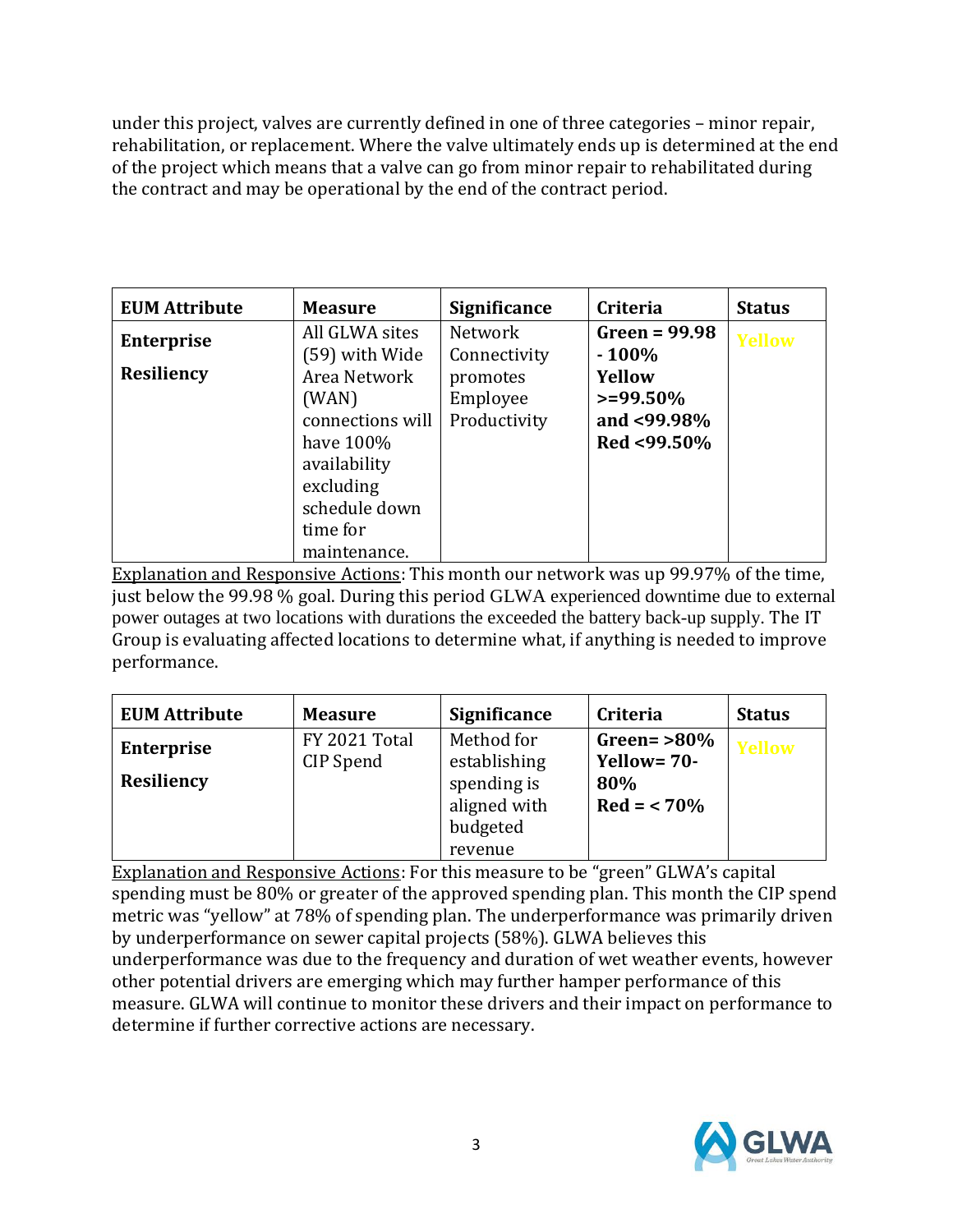under this project, valves are currently defined in one of three categories – minor repair, rehabilitation, or replacement. Where the valve ultimately ends up is determined at the end of the project which means that a valve can go from minor repair to rehabilitated during the contract and may be operational by the end of the contract period.

| EUM Attribute | Measure | Significance | Criteria | Status |
|---|---|---|---|---|
| **Enterprise Resiliency** | All GLWA sites (59) with Wide Area Network (WAN) connections will have 100% availability excluding schedule down time for maintenance. | Network Connectivity promotes Employee Productivity | **Green = 99.98 - 100%** **Yellow >=99.50% and <99.98%** **Red <99.50%** | Yellow |

Explanation and Responsive Actions: This month our network was up 99.97% of the time, just below the 99.98 % goal. During this period GLWA experienced downtime due to external power outages at two locations with durations the exceeded the battery back-up supply. The IT Group is evaluating affected locations to determine what, if anything is needed to improve performance.

| EUM Attribute | Measure | Significance | Criteria | Status |
|---|---|---|---|---|
| **Enterprise Resiliency** | FY 2021 Total CIP Spend | Method for establishing spending is aligned with budgeted revenue | **Green= >80%** **Yellow= 70-80%** **Red = < 70%** | Yellow |

Explanation and Responsive Actions: For this measure to be "green" GLWA's capital spending must be 80% or greater of the approved spending plan. This month the CIP spend metric was "yellow" at 78% of spending plan. The underperformance was primarily driven by underperformance on sewer capital projects (58%). GLWA believes this underperformance was due to the frequency and duration of wet weather events, however other potential drivers are emerging which may further hamper performance of this measure. GLWA will continue to monitor these drivers and their impact on performance to determine if further corrective actions are necessary.